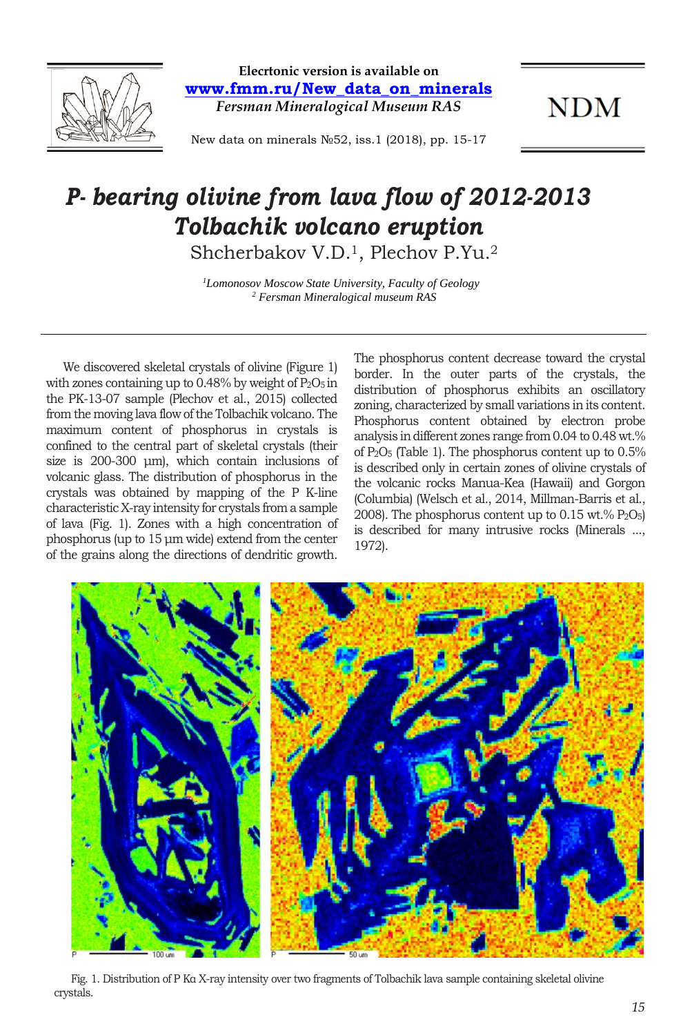# *P- bearing olivine from lava flow of 2012-2013 Tolbachik volcano eruption*

Shcherbakov V.D.[1], Plechov P.Yu.[2]

*[1]Lomonosov Moscow State University, Faculty of Geology*
*[2] Fersman Mineralogical museum RAS*

We discovered skeletal crystals of olivine (Figure 1) with zones containing up to 0.48% by weight of $P_2O_5$ in the PK-13-07 sample (Plechov et al., 2015) collected from the moving lava flow of the Tolbachik volcano. The maximum content of phosphorus in crystals is confined to the central part of skeletal crystals (their size is 200-300 µm), which contain inclusions of volcanic glass. The distribution of phosphorus in the crystals was obtained by mapping of the P K-line characteristic X-ray intensity for crystals from a sample of lava (Fig. 1). Zones with a high concentration of phosphorus (up to 15 µm wide) extend from the center of the grains along the directions of dendritic growth. The phosphorus content decrease toward the crystal border. In the outer parts of the crystals, the distribution of phosphorus exhibits an oscillatory zoning, characterized by small variations in its content. Phosphorus content obtained by electron probe analysis in different zones range from 0.04 to 0.48 wt.% of $P_2O_5$ (Table 1). The phosphorus content up to 0.5% is described only in certain zones of olivine crystals of the volcanic rocks Manua-Kea (Hawaii) and Gorgon (Columbia) (Welsch et al., 2014, Millman-Barris et al., 2008). The phosphorus content up to 0.15 wt.% $P_2O_5$) is described for many intrusive rocks (Minerals ..., 1972).

Fig. 1. Distribution of P Kα X-ray intensity over two fragments of Tolbachik lava sample containing skeletal olivine crystals.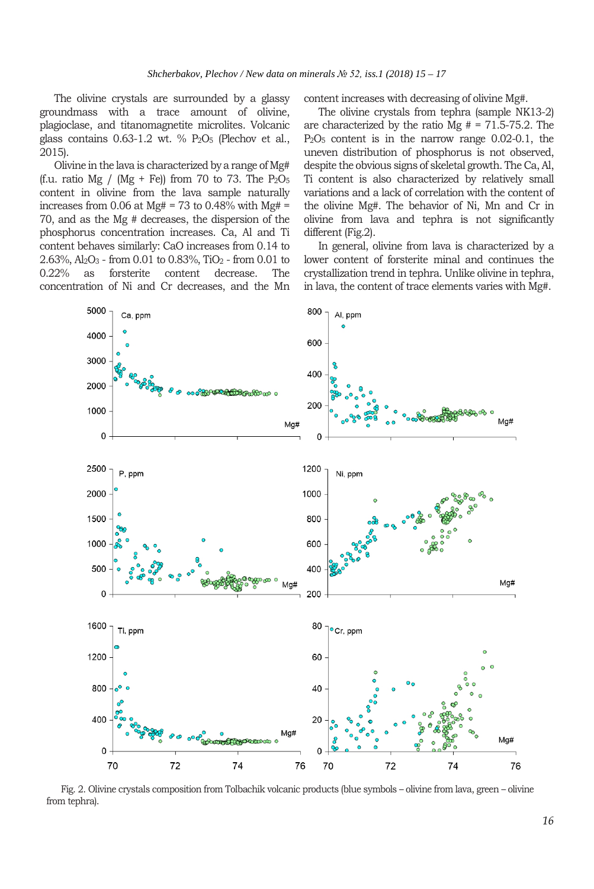The olivine crystals are surrounded by a glassy groundmass with a trace amount of olivine, plagioclase, and titanomagnetite microlites. Volcanic glass contains 0.63-1.2 wt. % $P_2O_5$ (Plechov et al., 2015).

Olivine in the lava is characterized by a range of Mg# (f.u. ratio Mg / (Mg + Fe)) from 70 to 73. The $P_2O_5$ content in olivine from the lava sample naturally increases from 0.06 at Mg# = 73 to 0.48% with Mg# = 70, and as the Mg # decreases, the dispersion of the phosphorus concentration increases. Ca, Al and Ti content behaves similarly: CaO increases from 0.14 to 2.63%, $Al_2O_3$ - from 0.01 to 0.83%, $TiO_2$ - from 0.01 to 0.22% as forsterite content decrease. The concentration of Ni and Cr decreases, and the Mn content increases with decreasing of olivine Mg#.

The olivine crystals from tephra (sample NK13-2) are characterized by the ratio Mg # = 71.5-75.2. The $P_2O_5$ content is in the narrow range 0.02-0.1, the uneven distribution of phosphorus is not observed, despite the obvious signs of skeletal growth. The Ca, Al, Ti content is also characterized by relatively small variations and a lack of correlation with the content of the olivine Mg#. The behavior of Ni, Mn and Cr in olivine from lava and tephra is not significantly different (Fig.2).

In general, olivine from lava is characterized by a lower content of forsterite minal and continues the crystallization trend in tephra. Unlike olivine in tephra, in lava, the content of trace elements varies with Mg#.

Fig. 2. Olivine crystals composition from Tolbachik volcanic products (blue symbols – olivine from lava, green – olivine from tephra).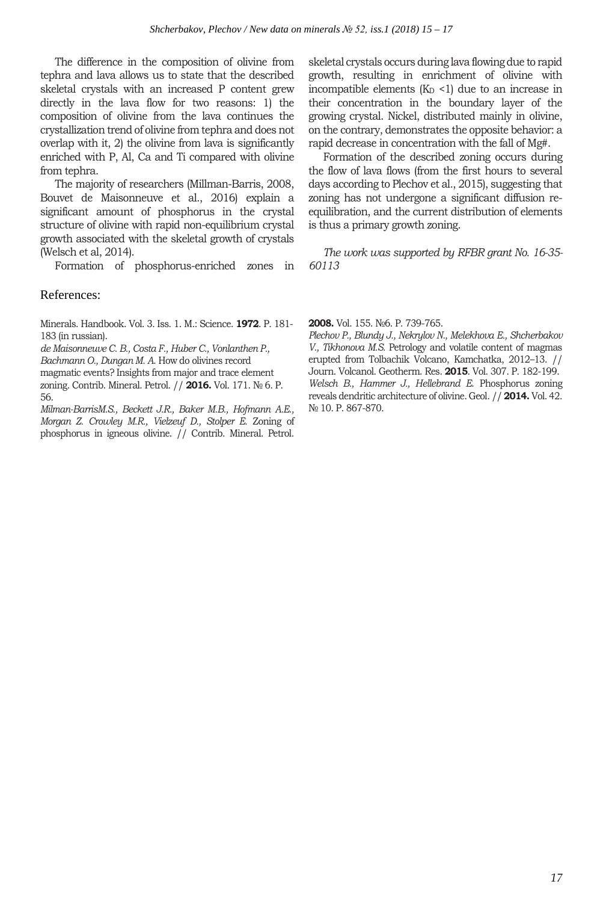The difference in the composition of olivine from tephra and lava allows us to state that the described skeletal crystals with an increased P content grew directly in the lava flow for two reasons: 1) the composition of olivine from the lava continues the crystallization trend of olivine from tephra and does not overlap with it, 2) the olivine from lava is significantly enriched with P, Al, Ca and Ti compared with olivine from tephra.

The majority of researchers (Millman-Barris, 2008, Bouvet de Maisonneuve et al., 2016) explain a significant amount of phosphorus in the crystal structure of olivine with rapid non-equilibrium crystal growth associated with the skeletal growth of crystals (Welsch et al, 2014).

Formation of phosphorus-enriched zones in skeletal crystals occurs during lava flowing due to rapid growth, resulting in enrichment of olivine with incompatible elements ($K_D$ <1) due to an increase in their concentration in the boundary layer of the growing crystal. Nickel, distributed mainly in olivine, on the contrary, demonstrates the opposite behavior: a rapid decrease in concentration with the fall of Mg#.

Formation of the described zoning occurs during the flow of lava flows (from the first hours to several days according to Plechov et al., 2015), suggesting that zoning has not undergone a significant diffusion re-equilibration, and the current distribution of elements is thus a primary growth zoning.

*The work was supported by RFBR grant No. 16-35-60113*

## References:

Minerals. Handbook. Vol. 3. Iss. 1. M.: Science. **1972**. P. 181-183 (in russian).

*de Maisonneuve C. B., Costa F., Huber C., Vonlanthen P., Bachmann O., Dungan M. A.* How do olivines record magmatic events? Insights from major and trace element zoning. Contrib. Mineral. Petrol. // **2016.** Vol. 171. № 6. P. 56.

*Milman-BarrisM.S., Beckett J.R., Baker M.B., Hofmann A.E., Morgan Z. Crowley M.R., Vielzeuf D., Stolper E.* Zoning of phosphorus in igneous olivine. // Contrib. Mineral. Petrol. **2008.** Vol. 155. №6. P. 739-765.

*Plechov P., Blundy J., Nekrylov N., Melekhova E., Shcherbakov V., Tikhonova M.S.* Petrology and volatile content of magmas erupted from Tolbachik Volcano, Kamchatka, 2012–13. // Journ. Volcanol. Geotherm. Res. **2015**. Vol. 307. P. 182-199.

*Welsch B., Hammer J., Hellebrand E.* Phosphorus zoning reveals dendritic architecture of olivine. Geol. // **2014.** Vol. 42. № 10. P. 867-870.